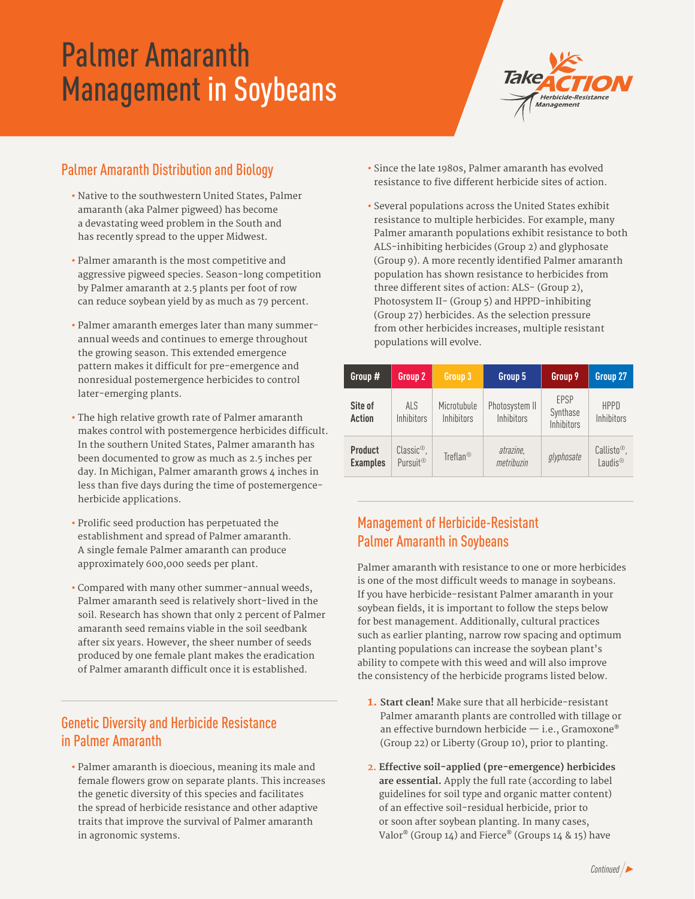# Palmer Amaranth Management in Soybeans

Take ACTION Herbicide-Resistance Management

## Palmer Amaranth Distribution and Biology

- Native to the southwestern United States, Palmer amaranth (aka Palmer pigweed) has become a devastating weed problem in the South and has recently spread to the upper Midwest.
- Palmer amaranth is the most competitive and aggressive pigweed species. Season-long competition by Palmer amaranth at 2.5 plants per foot of row can reduce soybean yield by as much as 79 percent.
- Palmer amaranth emerges later than many summer-annual weeds and continues to emerge throughout the growing season. This extended emergence pattern makes it difficult for pre-emergence and nonresidual postemergence herbicides to control later-emerging plants.
- The high relative growth rate of Palmer amaranth makes control with postemergence herbicides difficult. In the southern United States, Palmer amaranth has been documented to grow as much as 2.5 inches per day. In Michigan, Palmer amaranth grows 4 inches in less than five days during the time of postemergence-herbicide applications.
- Prolific seed production has perpetuated the establishment and spread of Palmer amaranth. A single female Palmer amaranth can produce approximately 600,000 seeds per plant.
- Compared with many other summer-annual weeds, Palmer amaranth seed is relatively short-lived in the soil. Research has shown that only 2 percent of Palmer amaranth seed remains viable in the soil seedbank after six years. However, the sheer number of seeds produced by one female plant makes the eradication of Palmer amaranth difficult once it is established.

## Genetic Diversity and Herbicide Resistance in Palmer Amaranth

- Palmer amaranth is dioecious, meaning its male and female flowers grow on separate plants. This increases the genetic diversity of this species and facilitates the spread of herbicide resistance and other adaptive traits that improve the survival of Palmer amaranth in agronomic systems.
- Since the late 1980s, Palmer amaranth has evolved resistance to five different herbicide sites of action.
- Several populations across the United States exhibit resistance to multiple herbicides. For example, many Palmer amaranth populations exhibit resistance to both ALS-inhibiting herbicides (Group 2) and glyphosate (Group 9). A more recently identified Palmer amaranth population has shown resistance to herbicides from three different sites of action: ALS- (Group 2), Photosystem II- (Group 5) and HPPD-inhibiting (Group 27) herbicides. As the selection pressure from other herbicides increases, multiple resistant populations will evolve.

| Group # | Group 2 | Group 3 | Group 5 | Group 9 | Group 27 |
|---|---|---|---|---|---|
| Site of Action | ALS Inhibitors | Microtubule Inhibitors | Photosystem II Inhibitors | EPSP Synthase Inhibitors | HPPD Inhibitors |
| Product Examples | Classic®, Pursuit® | Treflan® | *atrazine, metribuzin* | *glyphosate* | Callisto®, Laudis® |

## Management of Herbicide-Resistant Palmer Amaranth in Soybeans

Palmer amaranth with resistance to one or more herbicides is one of the most difficult weeds to manage in soybeans. If you have herbicide-resistant Palmer amaranth in your soybean fields, it is important to follow the steps below for best management. Additionally, cultural practices such as earlier planting, narrow row spacing and optimum planting populations can increase the soybean plant's ability to compete with this weed and will also improve the consistency of the herbicide programs listed below.

1. **Start clean!** Make sure that all herbicide-resistant Palmer amaranth plants are controlled with tillage or an effective burndown herbicide — i.e., Gramoxone® (Group 22) or Liberty (Group 10), prior to planting.
2. **Effective soil-applied (pre-emergence) herbicides are essential.** Apply the full rate (according to label guidelines for soil type and organic matter content) of an effective soil-residual herbicide, prior to or soon after soybean planting. In many cases, Valor® (Group 14) and Fierce® (Groups 14 & 15) have

*Continued*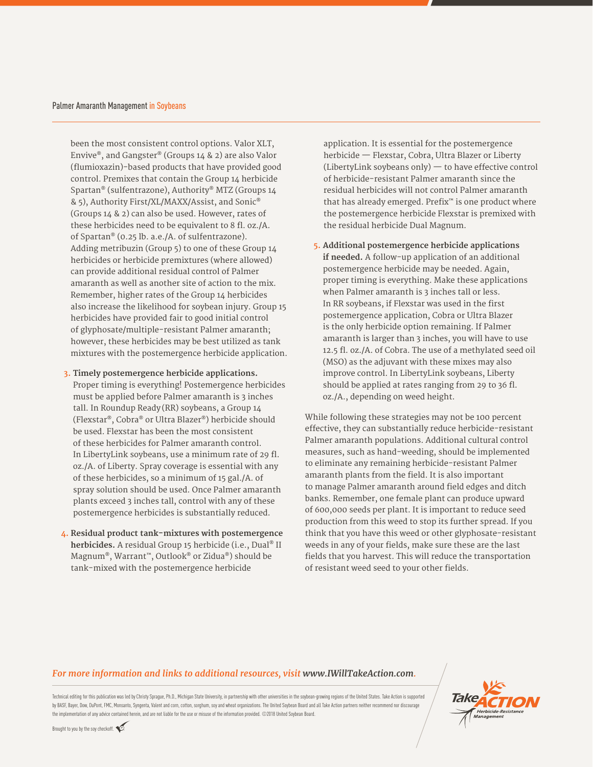been the most consistent control options. Valor XLT, Envive®, and Gangster® (Groups 14 & 2) are also Valor (flumioxazin)-based products that have provided good control. Premixes that contain the Group 14 herbicide Spartan® (sulfentrazone), Authority® MTZ (Groups 14 & 5), Authority First/XL/MAXX/Assist, and Sonic® (Groups 14 & 2) can also be used. However, rates of these herbicides need to be equivalent to 8 fl. oz./A. of Spartan® (0.25 lb. a.e./A. of sulfentrazone). Adding metribuzin (Group 5) to one of these Group 14 herbicides or herbicide premixtures (where allowed) can provide additional residual control of Palmer amaranth as well as another site of action to the mix. Remember, higher rates of the Group 14 herbicides also increase the likelihood for soybean injury. Group 15 herbicides have provided fair to good initial control of glyphosate/multiple-resistant Palmer amaranth; however, these herbicides may be best utilized as tank mixtures with the postemergence herbicide application.

3. **Timely postemergence herbicide applications.** Proper timing is everything! Postemergence herbicides must be applied before Palmer amaranth is 3 inches tall. In Roundup Ready (RR) soybeans, a Group 14 (Flexstar®, Cobra® or Ultra Blazer®) herbicide should be used. Flexstar has been the most consistent of these herbicides for Palmer amaranth control. In LibertyLink soybeans, use a minimum rate of 29 fl. oz./A. of Liberty. Spray coverage is essential with any of these herbicides, so a minimum of 15 gal./A. of spray solution should be used. Once Palmer amaranth plants exceed 3 inches tall, control with any of these postemergence herbicides is substantially reduced.

4. **Residual product tank-mixtures with postemergence herbicides.** A residual Group 15 herbicide (i.e., Dual® II Magnum®, Warrant™, Outlook® or Zidua®) should be tank-mixed with the postemergence herbicide application. It is essential for the postemergence herbicide — Flexstar, Cobra, Ultra Blazer or Liberty (LibertyLink soybeans only) — to have effective control of herbicide-resistant Palmer amaranth since the residual herbicides will not control Palmer amaranth that has already emerged. Prefix™ is one product where the postemergence herbicide Flexstar is premixed with the residual herbicide Dual Magnum.

5. **Additional postemergence herbicide applications if needed.** A follow-up application of an additional postemergence herbicide may be needed. Again, proper timing is everything. Make these applications when Palmer amaranth is 3 inches tall or less. In RR soybeans, if Flexstar was used in the first postemergence application, Cobra or Ultra Blazer is the only herbicide option remaining. If Palmer amaranth is larger than 3 inches, you will have to use 12.5 fl. oz./A. of Cobra. The use of a methylated seed oil (MSO) as the adjuvant with these mixes may also improve control. In LibertyLink soybeans, Liberty should be applied at rates ranging from 29 to 36 fl. oz./A., depending on weed height.

While following these strategies may not be 100 percent effective, they can substantially reduce herbicide-resistant Palmer amaranth populations. Additional cultural control measures, such as hand-weeding, should be implemented to eliminate any remaining herbicide-resistant Palmer amaranth plants from the field. It is also important to manage Palmer amaranth around field edges and ditch banks. Remember, one female plant can produce upward of 600,000 seeds per plant. It is important to reduce seed production from this weed to stop its further spread. If you think that you have this weed or other glyphosate-resistant weeds in any of your fields, make sure these are the last fields that you harvest. This will reduce the transportation of resistant weed seed to your other fields.

*For more information and links to additional resources, visit **www.IWillTakeAction.com**.*

Technical editing for this publication was led by Christy Sprague, Ph.D., Michigan State University, in partnership with other universities in the soybean-growing regions of the United States. Take Action is supported by BASF, Bayer, Dow, DuPont, FMC, Monsanto, Syngenta, Valent and corn, cotton, sorghum, soy and wheat organizations. The United Soybean Board and all Take Action partners neither recommend nor discourage the implementation of any advice contained herein, and are not liable for the use or misuse of the information provided. ©2018 United Soybean Board.

Brought to you by the soy checkoff.

Take ACTION Herbicide-Resistance Management